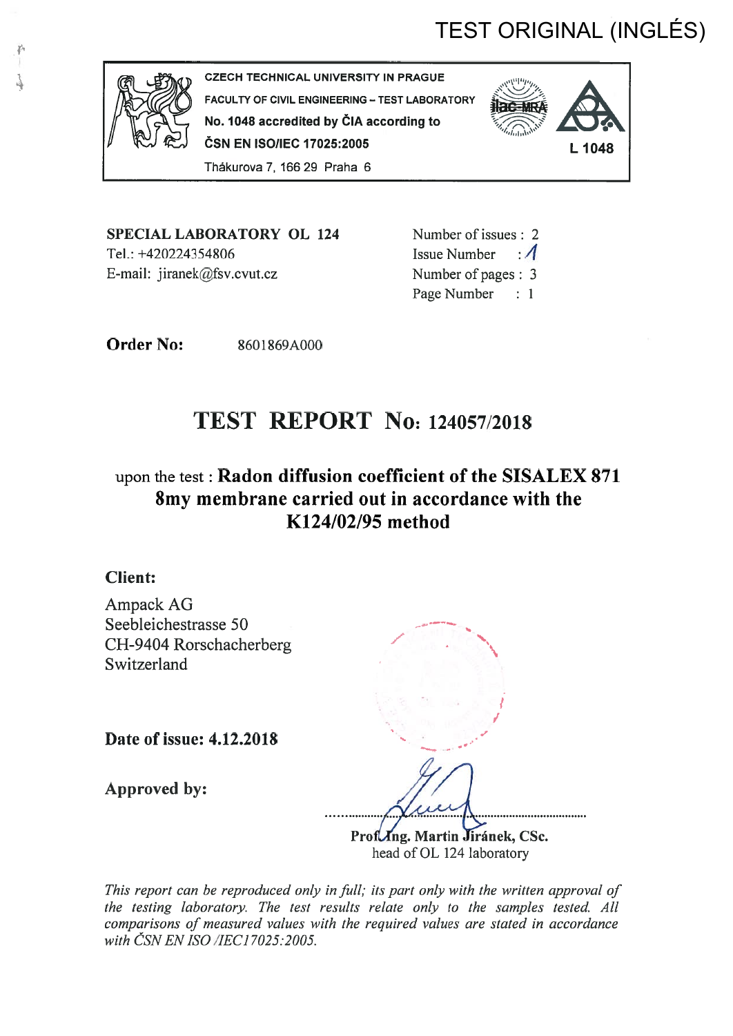TEST ORIGINAL (INGLÉS)

CZECH TECHNICAL UNIVERSITY IN PRAGUE
FACULTY OF CIVIL ENGINEERING – TEST LABORATORY
No. 1048 accredited by ČIA according to
ČSN EN ISO/IEC 17025:2005
Thákurova 7, 166 29 Praha 6

L 1048

**SPECIAL LABORATORY OL 124**
Tel.: +420224354806
E-mail: jiranek@fsv.cvut.cz

Number of issues : 2
Issue Number : 1
Number of pages : 3
Page Number : 1

**Order No:** 8601869A000

# TEST REPORT No: 124057/2018

## upon the test : Radon diffusion coefficient of the SISALEX 871 8my membrane carried out in accordance with the K124/02/95 method

**Client:**

Ampack AG
Seebleichestrasse 50
CH-9404 Rorschacherberg
Switzerland

**Date of issue: 4.12.2018**

**Approved by:**

**Prof. Ing. Martin Jiránek, CSc.**
head of OL 124 laboratory

*This report can be reproduced only in full; its part only with the written approval of the testing laboratory. The test results relate only to the samples tested. All comparisons of measured values with the required values are stated in accordance with ČSN EN ISO /IEC17025:2005.*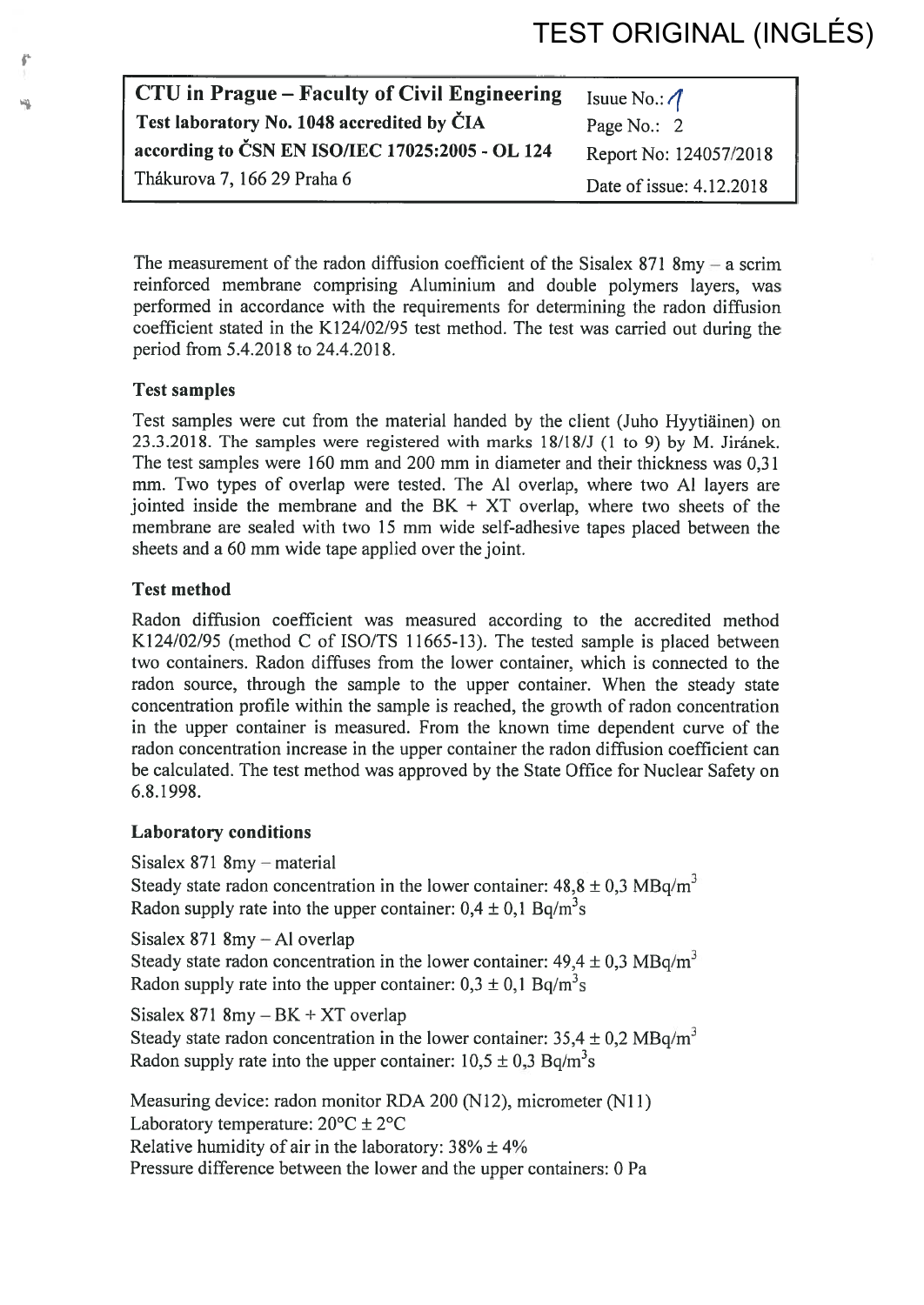TEST ORIGINAL (INGLÉS)

| CTU in Prague – Faculty of Civil Engineering | Isuue No.: 1 |
|---|---|
| Test laboratory No. 1048 accredited by ČIA | Page No.: 2 |
| according to ČSN EN ISO/IEC 17025:2005 - OL 124 | Report No: 124057/2018 |
| Thákurova 7, 166 29 Praha 6 | Date of issue: 4.12.2018 |

The measurement of the radon diffusion coefficient of the Sisalex 871 8my – a scrim reinforced membrane comprising Aluminium and double polymers layers, was performed in accordance with the requirements for determining the radon diffusion coefficient stated in the K124/02/95 test method. The test was carried out during the period from 5.4.2018 to 24.4.2018.

### Test samples

Test samples were cut from the material handed by the client (Juho Hyytiäinen) on 23.3.2018. The samples were registered with marks 18/18/J (1 to 9) by M. Jiránek. The test samples were 160 mm and 200 mm in diameter and their thickness was 0,31 mm. Two types of overlap were tested. The Al overlap, where two Al layers are jointed inside the membrane and the BK + XT overlap, where two sheets of the membrane are sealed with two 15 mm wide self-adhesive tapes placed between the sheets and a 60 mm wide tape applied over the joint.

### Test method

Radon diffusion coefficient was measured according to the accredited method K124/02/95 (method C of ISO/TS 11665-13). The tested sample is placed between two containers. Radon diffuses from the lower container, which is connected to the radon source, through the sample to the upper container. When the steady state concentration profile within the sample is reached, the growth of radon concentration in the upper container is measured. From the known time dependent curve of the radon concentration increase in the upper container the radon diffusion coefficient can be calculated. The test method was approved by the State Office for Nuclear Safety on 6.8.1998.

### Laboratory conditions

Sisalex 871 8my – material
Steady state radon concentration in the lower container: 48,8 ± 0,3 MBq/m$^3$
Radon supply rate into the upper container: 0,4 ± 0,1 Bq/m$^3$s

Sisalex 871 8my – Al overlap
Steady state radon concentration in the lower container: 49,4 ± 0,3 MBq/m$^3$
Radon supply rate into the upper container: 0,3 ± 0,1 Bq/m$^3$s

Sisalex 871 8my – BK + XT overlap
Steady state radon concentration in the lower container: 35,4 ± 0,2 MBq/m$^3$
Radon supply rate into the upper container: 10,5 ± 0,3 Bq/m$^3$s

Measuring device: radon monitor RDA 200 (N12), micrometer (N11)
Laboratory temperature: 20°C ± 2°C
Relative humidity of air in the laboratory: 38% ± 4%
Pressure difference between the lower and the upper containers: 0 Pa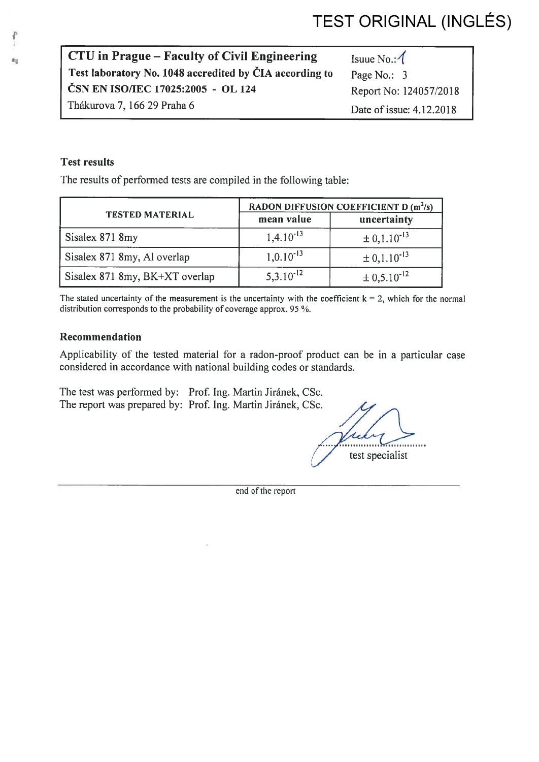TEST ORIGINAL (INGLÉS)

| **CTU in Prague – Faculty of Civil Engineering** | Isuue No.: 1 |
|---|---|
| **Test laboratory No. 1048 accredited by ČIA according to** | Page No.: 3 |
| **ČSN EN ISO/IEC 17025:2005 - OL 124** | Report No: 124057/2018 |
| Thákurova 7, 166 29 Praha 6 | Date of issue: 4.12.2018 |

### Test results

The results of performed tests are compiled in the following table:

| TESTED MATERIAL | RADON DIFFUSION COEFFICIENT D ($m^2/s$) | |
|---|---|---|
| | mean value | uncertainty |
| Sisalex 871 8my | $1{,}4.10^{-13}$ | $\pm 0{,}1.10^{-13}$ |
| Sisalex 871 8my, Al overlap | $1{,}0.10^{-13}$ | $\pm 0{,}1.10^{-13}$ |
| Sisalex 871 8my, BK+XT overlap | $5{,}3.10^{-12}$ | $\pm 0{,}5.10^{-12}$ |

The stated uncertainty of the measurement is the uncertainty with the coefficient $k = 2$, which for the normal distribution corresponds to the probability of coverage approx. 95 %.

### Recommendation

Applicability of the tested material for a radon-proof product can be in a particular case considered in accordance with national building codes or standards.

The test was performed by: Prof. Ing. Martin Jiránek, CSc.
The report was prepared by: Prof. Ing. Martin Jiránek, CSc.

test specialist

end of the report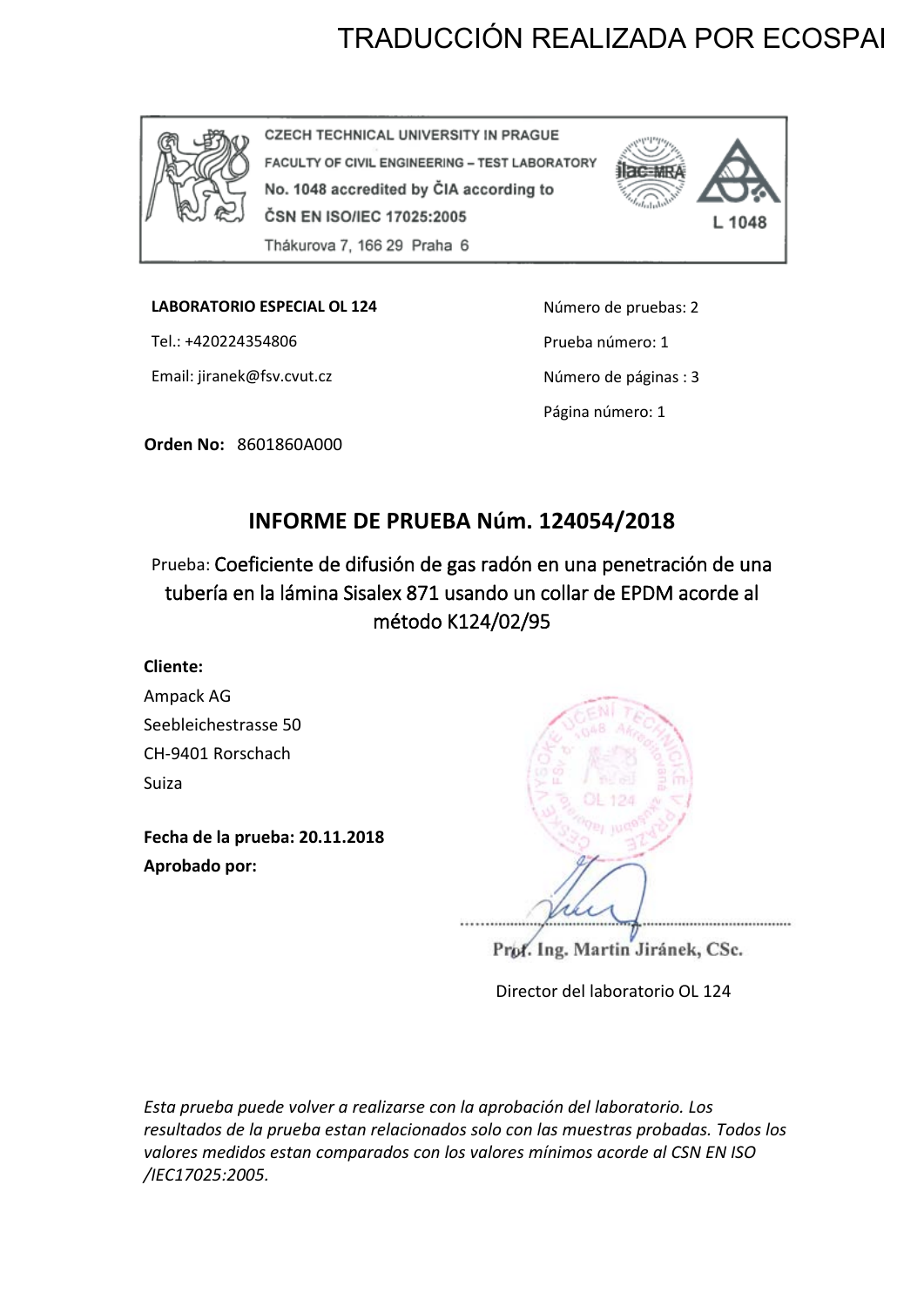TRADUCCIÓN REALIZADA POR ECOSPAI

CZECH TECHNICAL UNIVERSITY IN PRAGUE
FACULTY OF CIVIL ENGINEERING – TEST LABORATORY
No. 1048 accredited by ČIA according to
ČSN EN ISO/IEC 17025:2005
Thákurova 7, 166 29 Praha 6

L 1048

**LABORATORIO ESPECIAL OL 124**

Tel.: +420224354806

Email: jiranek@fsv.cvut.cz

Número de pruebas: 2

Prueba número: 1

Número de páginas : 3

Página número: 1

**Orden No:** 8601860A000

## INFORME DE PRUEBA Núm. 124054/2018

Prueba: Coeficiente de difusión de gas radón en una penetración de una tubería en la lámina Sisalex 871 usando un collar de EPDM acorde al método K124/02/95

**Cliente:**

Ampack AG
Seebleichestrasse 50
CH-9401 Rorschach
Suiza

**Fecha de la prueba: 20.11.2018**

**Aprobado por:**

Prof. Ing. Martin Jiránek, CSc.

Director del laboratorio OL 124

*Esta prueba puede volver a realizarse con la aprobación del laboratorio. Los resultados de la prueba estan relacionados solo con las muestras probadas. Todos los valores medidos estan comparados con los valores mínimos acorde al CSN EN ISO /IEC17025:2005.*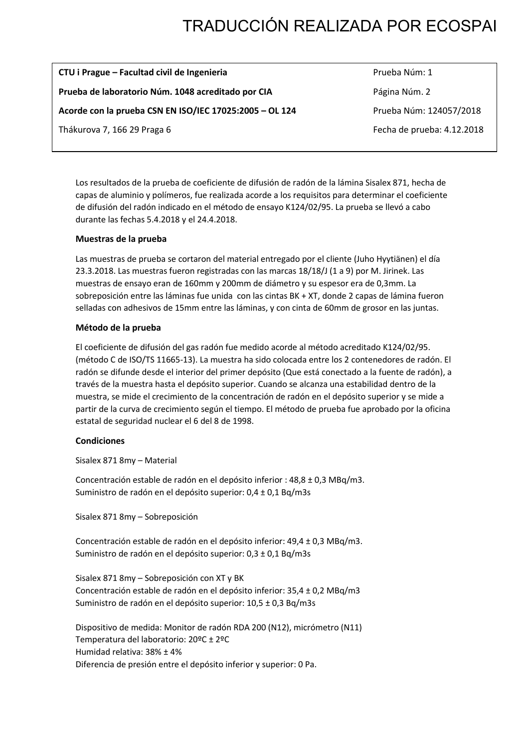# TRADUCCIÓN REALIZADA POR ECOSPAI

| | |
|---|---|
| **CTU i Prague – Facultad civil de Ingenieria** | Prueba Núm: 1 |
| **Prueba de laboratorio Núm. 1048 acreditado por CIA** | Página Núm. 2 |
| **Acorde con la prueba CSN EN ISO/IEC 17025:2005 – OL 124** | Prueba Núm: 124057/2018 |
| Thákurova 7, 166 29 Praga 6 | Fecha de prueba: 4.12.2018 |

Los resultados de la prueba de coeficiente de difusión de radón de la lámina Sisalex 871, hecha de capas de aluminio y polímeros, fue realizada acorde a los requisitos para determinar el coeficiente de difusión del radón indicado en el método de ensayo K124/02/95. La prueba se llevó a cabo durante las fechas 5.4.2018 y el 24.4.2018.

**Muestras de la prueba**

Las muestras de prueba se cortaron del material entregado por el cliente (Juho Hyytiänen) el día 23.3.2018. Las muestras fueron registradas con las marcas 18/18/J (1 a 9) por M. Jirinek. Las muestras de ensayo eran de 160mm y 200mm de diámetro y su espesor era de 0,3mm. La sobreposición entre las láminas fue unida con las cintas BK + XT, donde 2 capas de lámina fueron selladas con adhesivos de 15mm entre las láminas, y con cinta de 60mm de grosor en las juntas.

**Método de la prueba**

El coeficiente de difusión del gas radón fue medido acorde al método acreditado K124/02/95. (método C de ISO/TS 11665-13). La muestra ha sido colocada entre los 2 contenedores de radón. El radón se difunde desde el interior del primer depósito (Que está conectado a la fuente de radón), a través de la muestra hasta el depósito superior. Cuando se alcanza una estabilidad dentro de la muestra, se mide el crecimiento de la concentración de radón en el depósito superior y se mide a partir de la curva de crecimiento según el tiempo. El método de prueba fue aprobado por la oficina estatal de seguridad nuclear el 6 del 8 de 1998.

**Condiciones**

Sisalex 871 8my – Material

Concentración estable de radón en el depósito inferior : 48,8 ± 0,3 MBq/m3.
Suministro de radón en el depósito superior: 0,4 ± 0,1 Bq/m3s

Sisalex 871 8my – Sobreposición

Concentración estable de radón en el depósito inferior: 49,4 ± 0,3 MBq/m3.
Suministro de radón en el depósito superior: 0,3 ± 0,1 Bq/m3s

Sisalex 871 8my – Sobreposición con XT y BK
Concentración estable de radón en el depósito inferior: 35,4 ± 0,2 MBq/m3
Suministro de radón en el depósito superior: 10,5 ± 0,3 Bq/m3s

Dispositivo de medida: Monitor de radón RDA 200 (N12), micrómetro (N11)
Temperatura del laboratorio: 20ºC ± 2ºC
Humidad relativa: 38% ± 4%
Diferencia de presión entre el depósito inferior y superior: 0 Pa.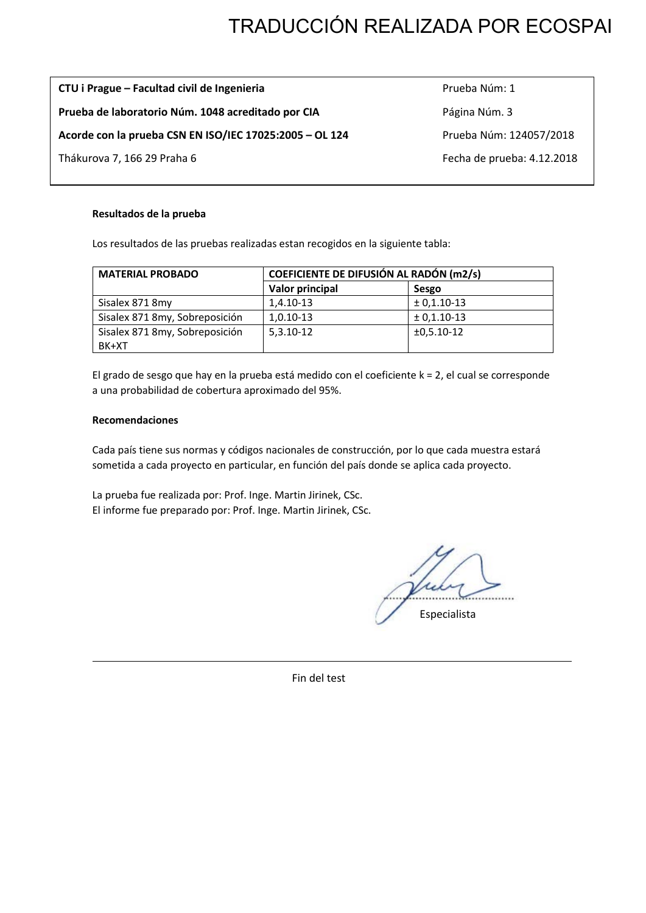# TRADUCCIÓN REALIZADA POR ECOSPAI

| | |
|---|---|
| **CTU i Prague – Facultad civil de Ingenieria** | Prueba Núm: 1 |
| **Prueba de laboratorio Núm. 1048 acreditado por CIA** | Página Núm. 3 |
| **Acorde con la prueba CSN EN ISO/IEC 17025:2005 – OL 124** | Prueba Núm: 124057/2018 |
| Thákurova 7, 166 29 Praha 6 | Fecha de prueba: 4.12.2018 |

**Resultados de la prueba**

Los resultados de las pruebas realizadas estan recogidos en la siguiente tabla:

| **MATERIAL PROBADO** | **COEFICIENTE DE DIFUSIÓN AL RADÓN (m2/s)** | |
|---|---|---|
| | **Valor principal** | **Sesgo** |
| Sisalex 871 8my | 1,4.10-13 | ± 0,1.10-13 |
| Sisalex 871 8my, Sobreposición | 1,0.10-13 | ± 0,1.10-13 |
| Sisalex 871 8my, Sobreposición BK+XT | 5,3.10-12 | ±0,5.10-12 |

El grado de sesgo que hay en la prueba está medido con el coeficiente k = 2, el cual se corresponde a una probabilidad de cobertura aproximado del 95%.

**Recomendaciones**

Cada país tiene sus normas y códigos nacionales de construcción, por lo que cada muestra estará sometida a cada proyecto en particular, en función del país donde se aplica cada proyecto.

La prueba fue realizada por: Prof. Inge. Martin Jirinek, CSc.
El informe fue preparado por: Prof. Inge. Martin Jirinek, CSc.

Especialista

Fin del test